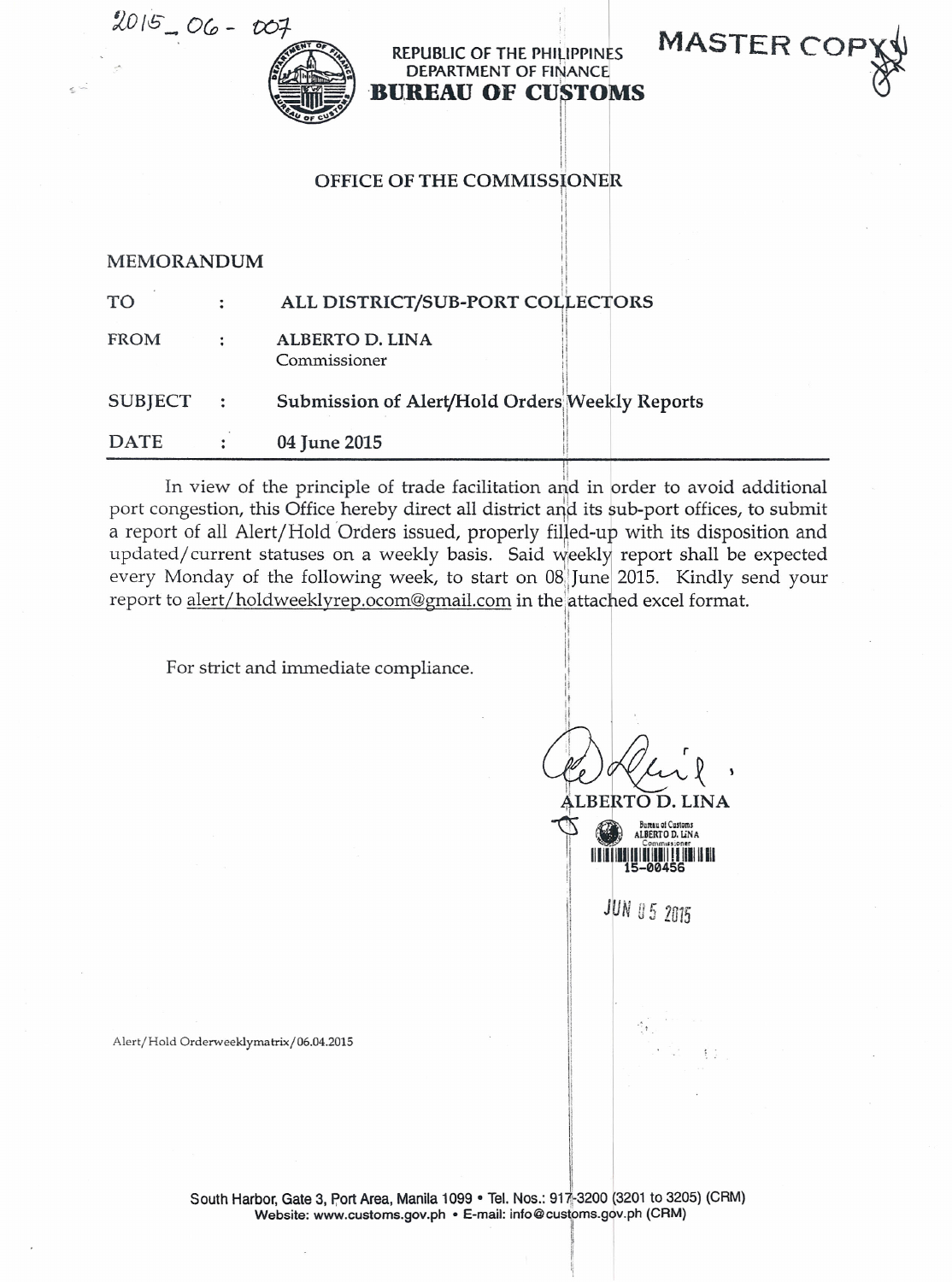2015_06-007

REPUBLIC OF THE PHILIPPINES
DEPARTMENT OF FINANCE
**BUREAU OF CUSTOMS**

MASTER COPY

## OFFICE OF THE COMMISSIONER

## MEMORANDUM

| | | |
|---|---|---|
| TO | : | **ALL DISTRICT/SUB-PORT COLLECTORS** |
| FROM | : | **ALBERTO D. LINA**<br>Commissioner |
| SUBJECT | : | **Submission of Alert/Hold Orders Weekly Reports** |
| DATE | : | **04 June 2015** |

In view of the principle of trade facilitation and in order to avoid additional port congestion, this Office hereby direct all district and its sub-port offices, to submit a report of all Alert/Hold Orders issued, properly filled-up with its disposition and updated/current statuses on a weekly basis. Said weekly report shall be expected every Monday of the following week, to start on 08 June 2015. Kindly send your report to alert/holdweeklyrep.ocom@gmail.com in the attached excel format.

For strict and immediate compliance.

**ALBERTO D. LINA**

Bureau of Customs
ALBERTO D. LINA
Commissioner
15-00456

JUN 05 2015

Alert/Hold Orderweeklymatrix/06.04.2015

South Harbor, Gate 3, Port Area, Manila 1099 • Tel. Nos.: 917-3200 (3201 to 3205) (CRM)
Website: www.customs.gov.ph • E-mail: info@customs.gov.ph (CRM)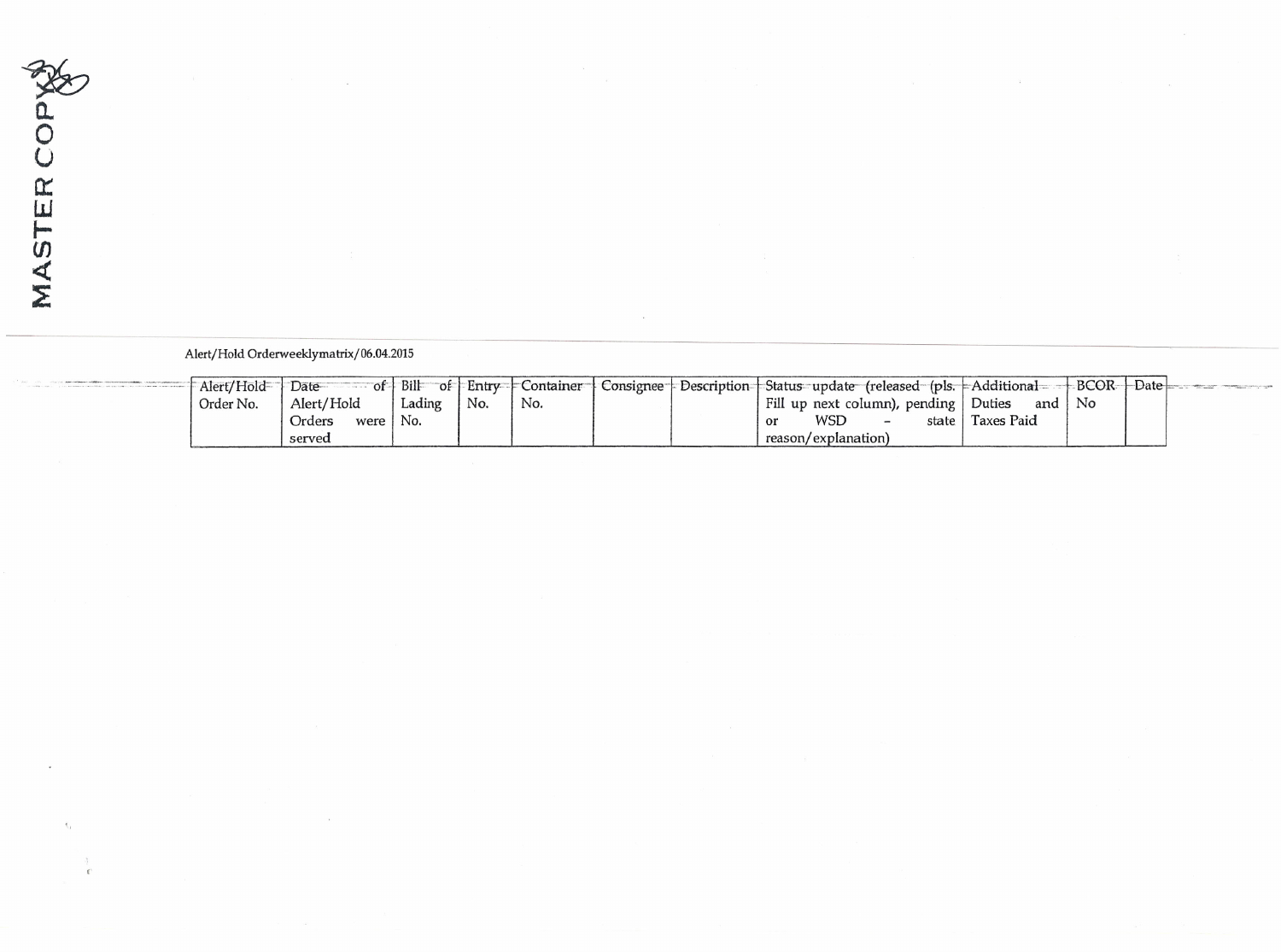MASTER COPY

Alert/Hold Orderweeklymatrix/06.04.2015

| Alert/Hold Order No. | Date of Alert/Hold Orders were served | Bill of Lading No. | Entry No. | Container No. | Consignee | Description | Status update (released (pls. Fill up next column), pending or WSD – state reason/explanation) | Additional Duties and Taxes Paid | BCOR No | Date |
|---|---|---|---|---|---|---|---|---|---|---|